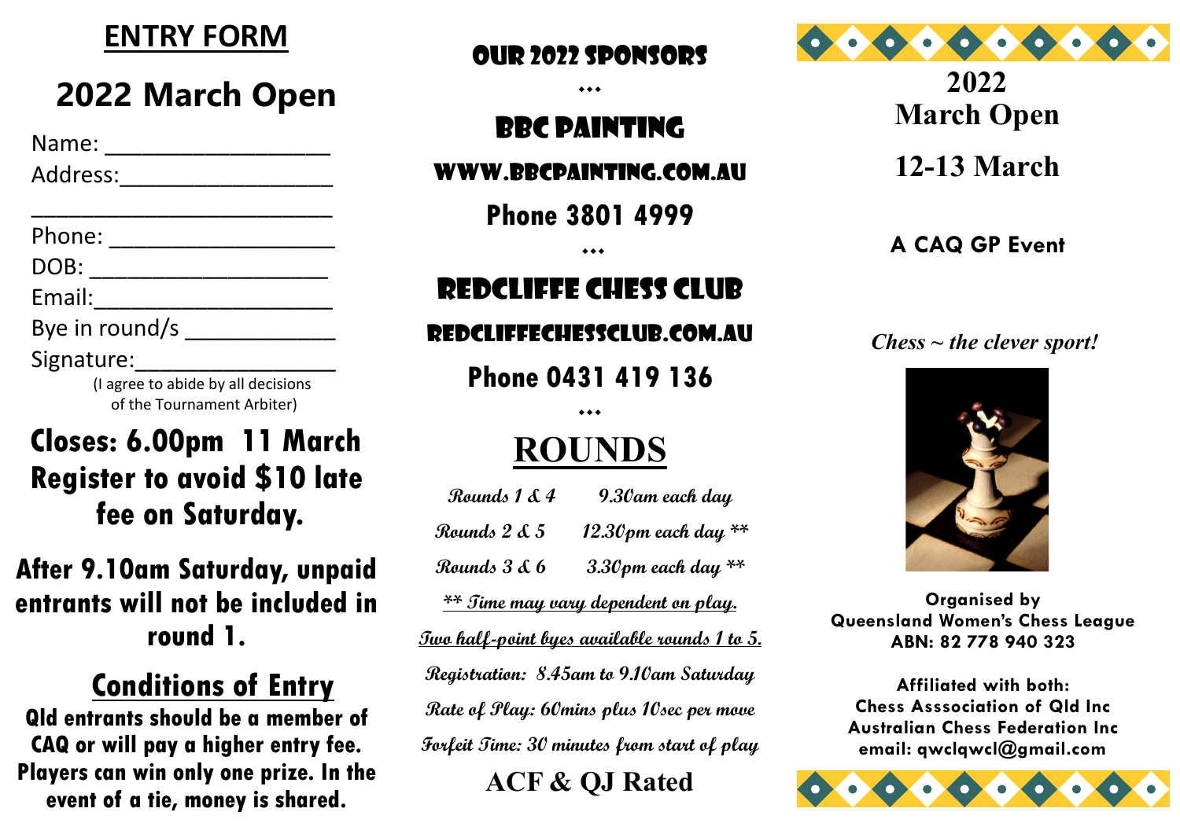# ENTRY FORM

## 2022 March Open

Name: ____________________

Address:____________________

____________________________

Phone: ____________________

DOB: ______________________

Email:______________________

Bye in round/s _____________

Signature:__________________

(I agree to abide by all decisions of the Tournament Arbiter)

**Closes: 6.00pm 11 March**
**Register to avoid $10 late fee on Saturday.**

**After 9.10am Saturday, unpaid entrants will not be included in round 1.**

## Conditions of Entry

**Qld entrants should be a member of CAQ or will pay a higher entry fee. Players can win only one prize. In the event of a tie, money is shared.**

## OUR 2022 SPONSORS

•••

## BBC PAINTING

**WWW.BBCPAINTING.COM.AU**

**Phone 3801 4999**

•••

## REDCLIFFE CHESS CLUB

**REDCLIFFECHESSCLUB.COM.AU**

**Phone 0431 419 136**

•••

## ROUNDS

| | |
|---|---|
| *Rounds 1 & 4* | *9.30am each day* |
| *Rounds 2 & 5* | *12.30pm each day \*\** |
| *Rounds 3 & 6* | *3.30pm each day \*\** |

*\*\* Time may vary dependent on play.*

*Two half-point byes available rounds 1 to 5.*

*Registration: 8.45am to 9.10am Saturday*

*Rate of Play: 60mins plus 10sec per move*

*Forfeit Time: 30 minutes from start of play*

**ACF & QJ Rated**

# 2022 March Open

## 12-13 March

**A CAQ GP Event**

*Chess ~ the clever sport!*

**Organised by**
**Queensland Women's Chess League**
**ABN: 82 778 940 323**

**Affiliated with both:**
**Chess Asssociation of Qld Inc**
**Australian Chess Federation Inc**
**email: qwclqwcl@gmail.com**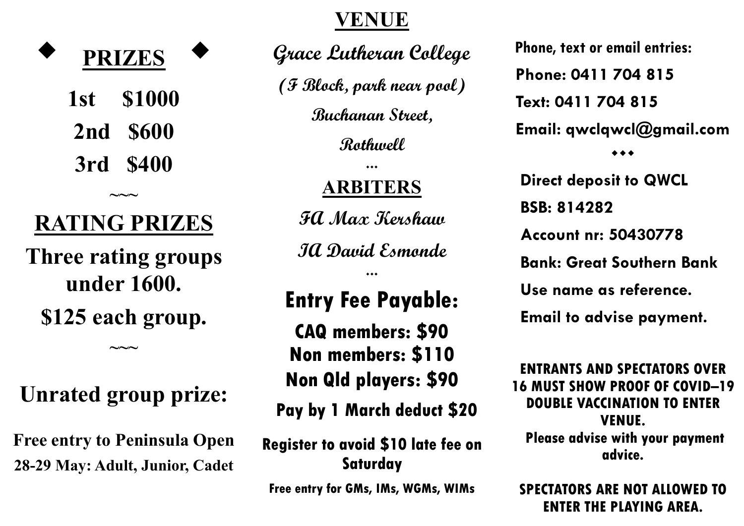## ◆ PRIZES ◆

**1st $1000**

**2nd $600**

**3rd $400**

~~~

## RATING PRIZES

**Three rating groups under 1600.**

**$125 each group.**

~~~

**Unrated group prize:**

**Free entry to Peninsula Open**

**28-29 May: Adult, Junior, Cadet**

## VENUE

*Grace Lutheran College*

*(F Block, park near pool)*

*Buchanan Street,*

*Rothwell*

...

## ARBITERS

*FA Max Kershaw*

*IA David Esmonde*

...

## Entry Fee Payable:

**CAQ members: $90**

**Non members: $110**

**Non Qld players: $90**

**Pay by 1 March deduct $20**

**Register to avoid $10 late fee on Saturday**

**Free entry for GMs, IMs, WGMs, WIMs**

**Phone, text or email entries:**

**Phone: 0411 704 815**

**Text: 0411 704 815**

**Email: qwclqwcl@gmail.com**

◆◆◆

**Direct deposit to QWCL**

**BSB: 814282**

**Account nr: 50430778**

**Bank: Great Southern Bank**

**Use name as reference.**

**Email to advise payment.**

**ENTRANTS AND SPECTATORS OVER 16 MUST SHOW PROOF OF COVID–19 DOUBLE VACCINATION TO ENTER VENUE.**

**Please advise with your payment advice.**

**SPECTATORS ARE NOT ALLOWED TO ENTER THE PLAYING AREA.**